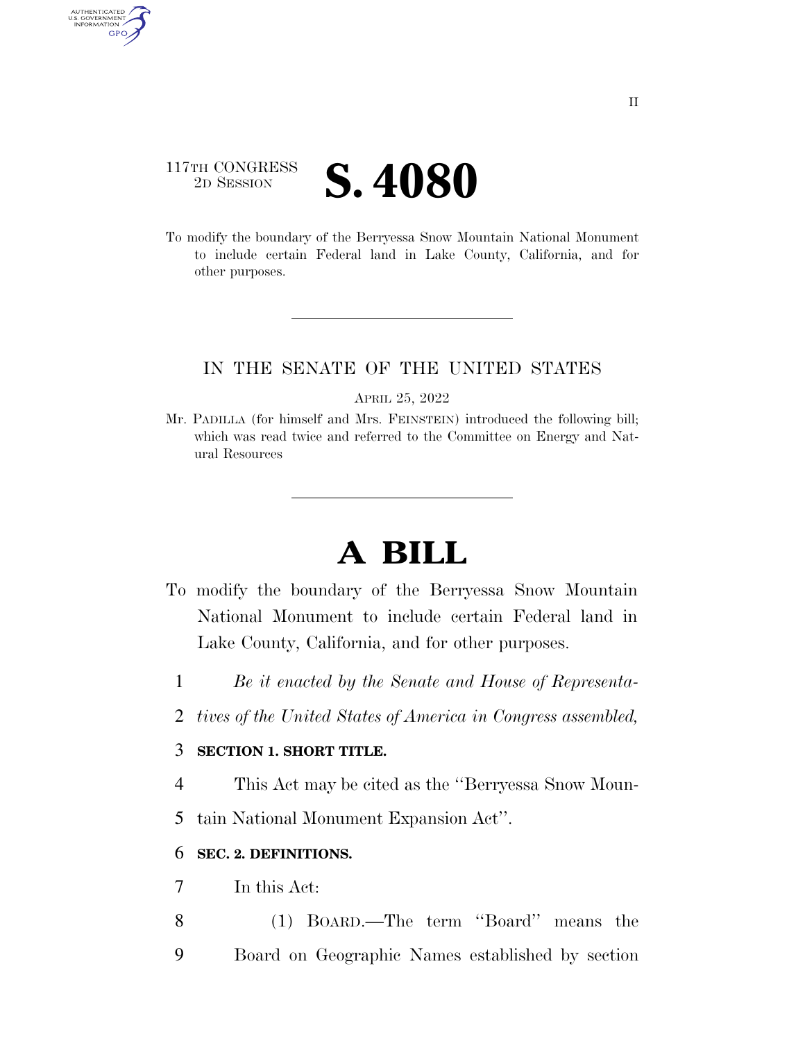117TH CONGRESS
2D SESSION

# S. 4080

To modify the boundary of the Berryessa Snow Mountain National Monument to include certain Federal land in Lake County, California, and for other purposes.

IN THE SENATE OF THE UNITED STATES

APRIL 25, 2022

Mr. PADILLA (for himself and Mrs. FEINSTEIN) introduced the following bill; which was read twice and referred to the Committee on Energy and Natural Resources

# A BILL

To modify the boundary of the Berryessa Snow Mountain National Monument to include certain Federal land in Lake County, California, and for other purposes.

1 *Be it enacted by the Senate and House of Representa-*
2 *tives of the United States of America in Congress assembled,*

3 **SECTION 1. SHORT TITLE.**

4 This Act may be cited as the ''Berryessa Snow Moun-
5 tain National Monument Expansion Act''.

6 **SEC. 2. DEFINITIONS.**

7 In this Act:

8 (1) BOARD.—The term ''Board'' means the
9 Board on Geographic Names established by section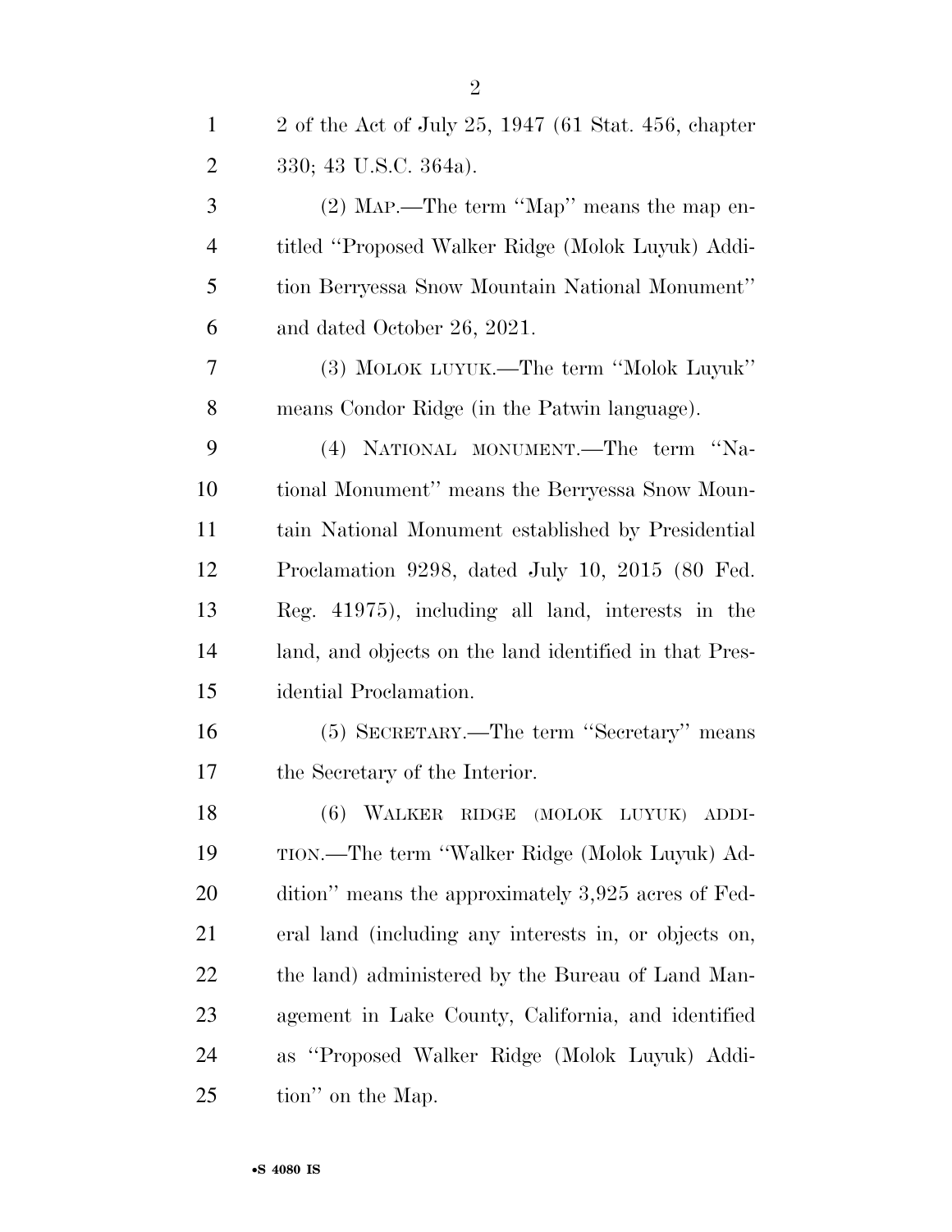2 of the Act of July 25, 1947 (61 Stat. 456, chapter 330; 43 U.S.C. 364a).

(2) MAP.—The term ''Map'' means the map entitled ''Proposed Walker Ridge (Molok Luyuk) Addition Berryessa Snow Mountain National Monument'' and dated October 26, 2021.

(3) MOLOK LUYUK.—The term ''Molok Luyuk'' means Condor Ridge (in the Patwin language).

(4) NATIONAL MONUMENT.—The term ''National Monument'' means the Berryessa Snow Mountain National Monument established by Presidential Proclamation 9298, dated July 10, 2015 (80 Fed. Reg. 41975), including all land, interests in the land, and objects on the land identified in that Presidential Proclamation.

(5) SECRETARY.—The term ''Secretary'' means the Secretary of the Interior.

(6) WALKER RIDGE (MOLOK LUYUK) ADDITION.—The term ''Walker Ridge (Molok Luyuk) Addition'' means the approximately 3,925 acres of Federal land (including any interests in, or objects on, the land) administered by the Bureau of Land Management in Lake County, California, and identified as ''Proposed Walker Ridge (Molok Luyuk) Addition'' on the Map.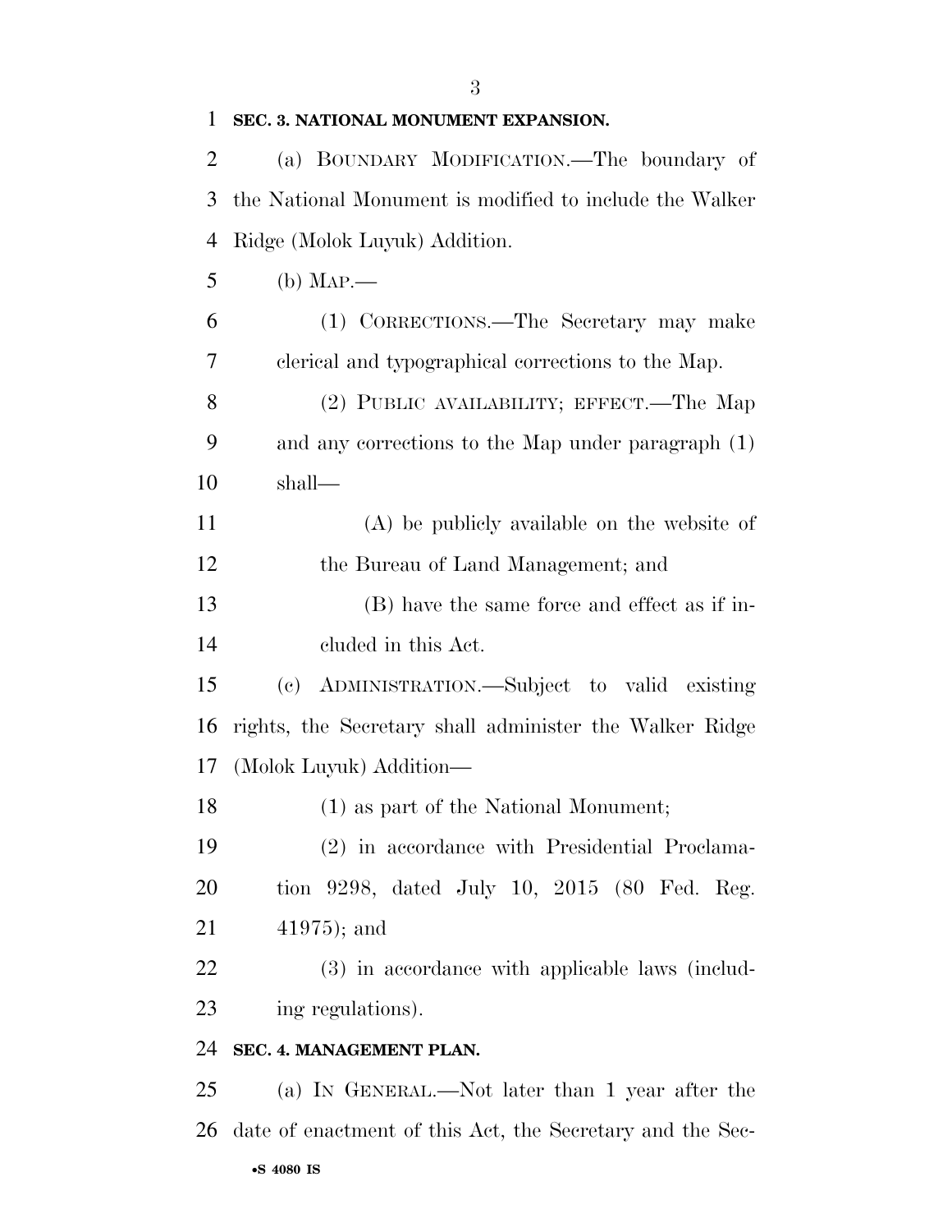**SEC. 3. NATIONAL MONUMENT EXPANSION.**

(a) BOUNDARY MODIFICATION.—The boundary of the National Monument is modified to include the Walker Ridge (Molok Luyuk) Addition.

(b) MAP.—

(1) CORRECTIONS.—The Secretary may make clerical and typographical corrections to the Map.

(2) PUBLIC AVAILABILITY; EFFECT.—The Map and any corrections to the Map under paragraph (1) shall—

(A) be publicly available on the website of the Bureau of Land Management; and

(B) have the same force and effect as if included in this Act.

(c) ADMINISTRATION.—Subject to valid existing rights, the Secretary shall administer the Walker Ridge (Molok Luyuk) Addition—

(1) as part of the National Monument;

(2) in accordance with Presidential Proclamation 9298, dated July 10, 2015 (80 Fed. Reg. 41975); and

(3) in accordance with applicable laws (including regulations).

**SEC. 4. MANAGEMENT PLAN.**

(a) IN GENERAL.—Not later than 1 year after the date of enactment of this Act, the Secretary and the Sec-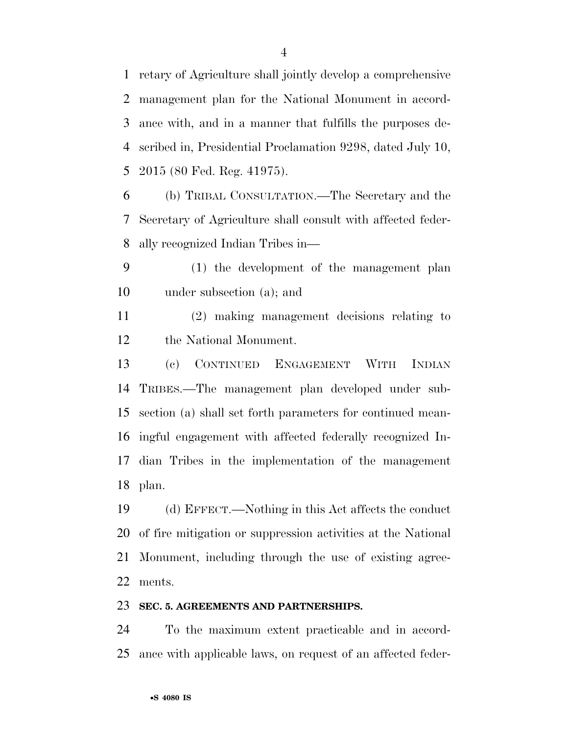retary of Agriculture shall jointly develop a comprehensive management plan for the National Monument in accordance with, and in a manner that fulfills the purposes described in, Presidential Proclamation 9298, dated July 10, 2015 (80 Fed. Reg. 41975).

(b) TRIBAL CONSULTATION.—The Secretary and the Secretary of Agriculture shall consult with affected federally recognized Indian Tribes in—

(1) the development of the management plan under subsection (a); and

(2) making management decisions relating to the National Monument.

(c) CONTINUED ENGAGEMENT WITH INDIAN TRIBES.—The management plan developed under subsection (a) shall set forth parameters for continued meaningful engagement with affected federally recognized Indian Tribes in the implementation of the management plan.

(d) EFFECT.—Nothing in this Act affects the conduct of fire mitigation or suppression activities at the National Monument, including through the use of existing agreements.

**SEC. 5. AGREEMENTS AND PARTNERSHIPS.**

To the maximum extent practicable and in accordance with applicable laws, on request of an affected feder-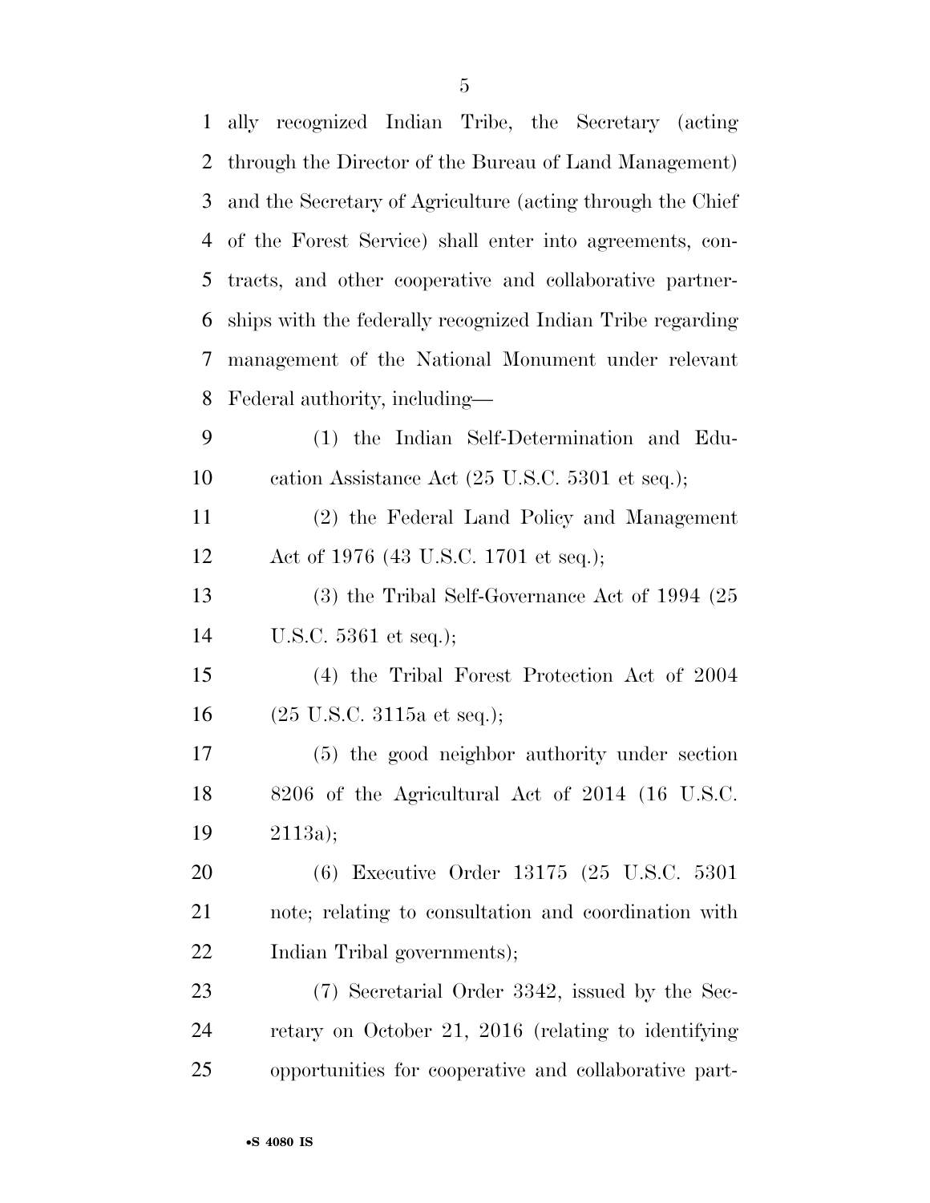ally recognized Indian Tribe, the Secretary (acting through the Director of the Bureau of Land Management) and the Secretary of Agriculture (acting through the Chief of the Forest Service) shall enter into agreements, contracts, and other cooperative and collaborative partnerships with the federally recognized Indian Tribe regarding management of the National Monument under relevant Federal authority, including—

(1) the Indian Self-Determination and Education Assistance Act (25 U.S.C. 5301 et seq.);

(2) the Federal Land Policy and Management Act of 1976 (43 U.S.C. 1701 et seq.);

(3) the Tribal Self-Governance Act of 1994 (25 U.S.C. 5361 et seq.);

(4) the Tribal Forest Protection Act of 2004 (25 U.S.C. 3115a et seq.);

(5) the good neighbor authority under section 8206 of the Agricultural Act of 2014 (16 U.S.C. 2113a);

(6) Executive Order 13175 (25 U.S.C. 5301 note; relating to consultation and coordination with Indian Tribal governments);

(7) Secretarial Order 3342, issued by the Secretary on October 21, 2016 (relating to identifying opportunities for cooperative and collaborative part-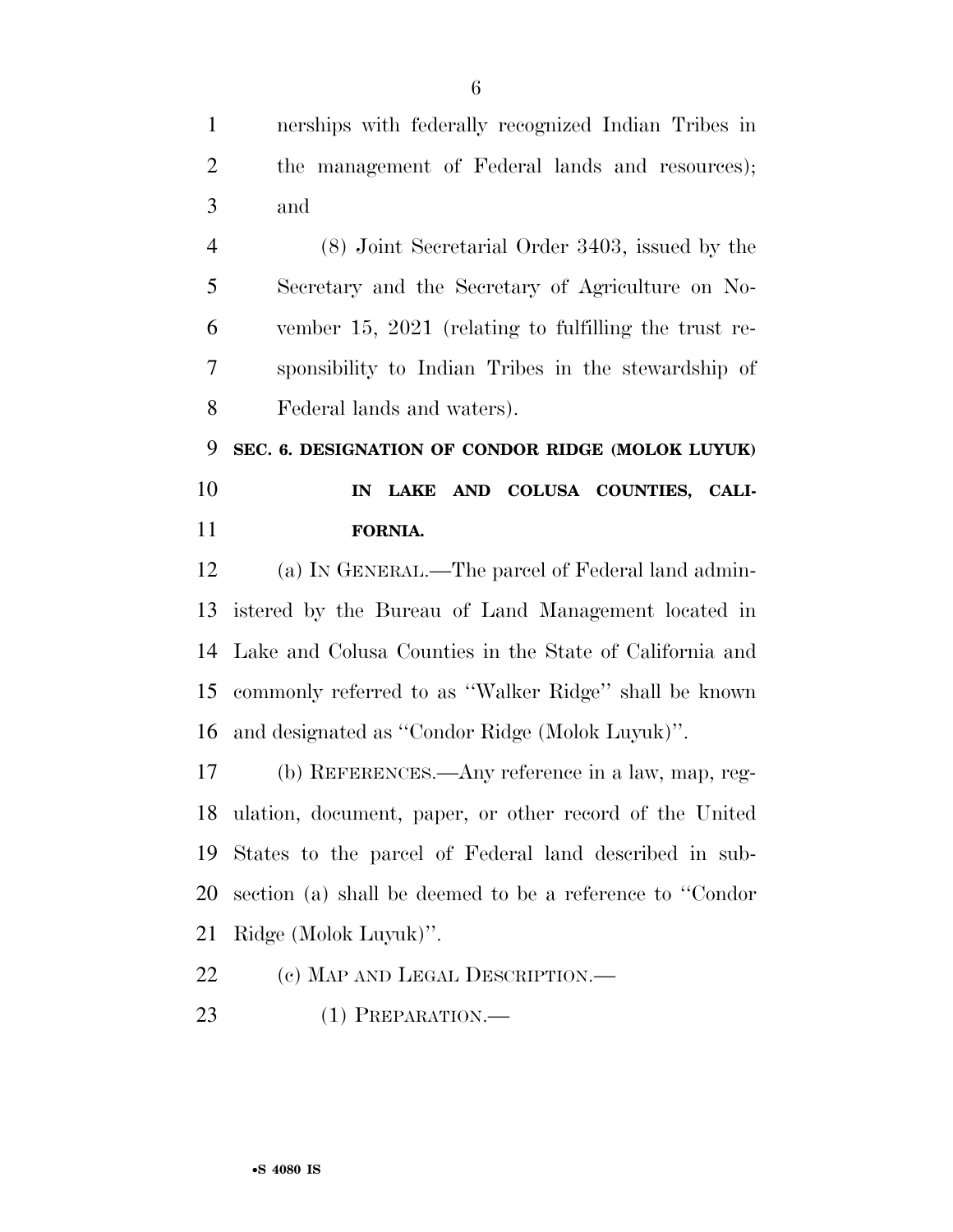nerships with federally recognized Indian Tribes in the management of Federal lands and resources); and

(8) Joint Secretarial Order 3403, issued by the Secretary and the Secretary of Agriculture on November 15, 2021 (relating to fulfilling the trust responsibility to Indian Tribes in the stewardship of Federal lands and waters).

**SEC. 6. DESIGNATION OF CONDOR RIDGE (MOLOK LUYUK) IN LAKE AND COLUSA COUNTIES, CALIFORNIA.**

(a) IN GENERAL.—The parcel of Federal land administered by the Bureau of Land Management located in Lake and Colusa Counties in the State of California and commonly referred to as ''Walker Ridge'' shall be known and designated as ''Condor Ridge (Molok Luyuk)''.

(b) REFERENCES.—Any reference in a law, map, regulation, document, paper, or other record of the United States to the parcel of Federal land described in subsection (a) shall be deemed to be a reference to ''Condor Ridge (Molok Luyuk)''.

(c) MAP AND LEGAL DESCRIPTION.—

(1) PREPARATION.—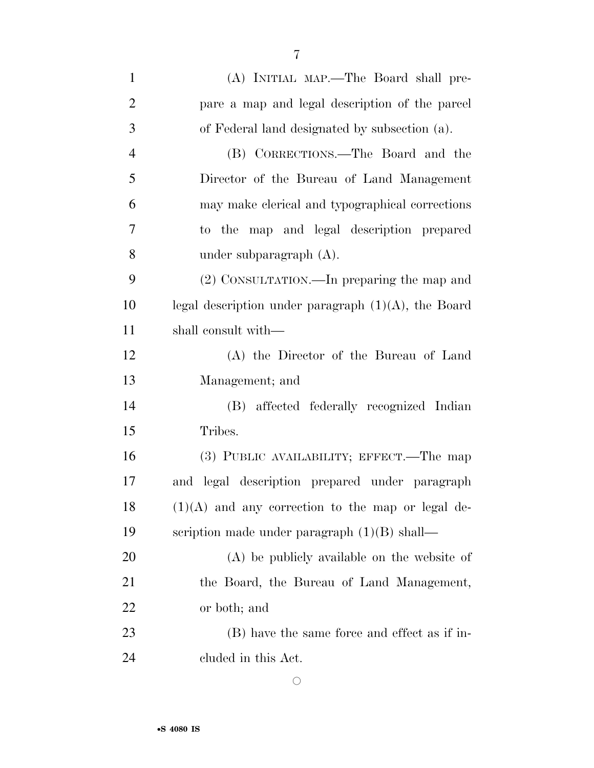(A) INITIAL MAP.—The Board shall prepare a map and legal description of the parcel of Federal land designated by subsection (a).

(B) CORRECTIONS.—The Board and the Director of the Bureau of Land Management may make clerical and typographical corrections to the map and legal description prepared under subparagraph (A).

(2) CONSULTATION.—In preparing the map and legal description under paragraph (1)(A), the Board shall consult with—

(A) the Director of the Bureau of Land Management; and

(B) affected federally recognized Indian Tribes.

(3) PUBLIC AVAILABILITY; EFFECT.—The map and legal description prepared under paragraph (1)(A) and any correction to the map or legal description made under paragraph (1)(B) shall—

(A) be publicly available on the website of the Board, the Bureau of Land Management, or both; and

(B) have the same force and effect as if included in this Act.

○